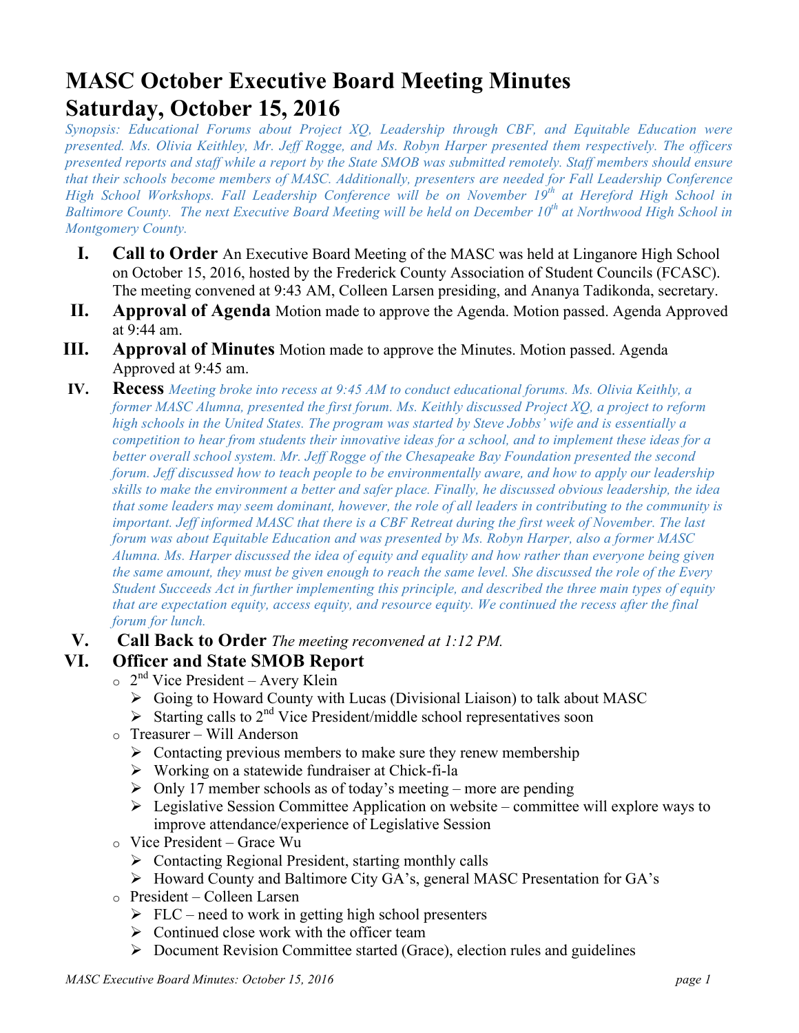# MASC October Executive Board Meeting Minutes
# Saturday, October 15, 2016

*Synopsis: Educational Forums about Project XQ, Leadership through CBF, and Equitable Education were presented. Ms. Olivia Keithley, Mr. Jeff Rogge, and Ms. Robyn Harper presented them respectively. The officers presented reports and staff while a report by the State SMOB was submitted remotely. Staff members should ensure that their schools become members of MASC. Additionally, presenters are needed for Fall Leadership Conference High School Workshops. Fall Leadership Conference will be on November 19th at Hereford High School in Baltimore County. The next Executive Board Meeting will be held on December 10th at Northwood High School in Montgomery County.*

**I. Call to Order** An Executive Board Meeting of the MASC was held at Linganore High School on October 15, 2016, hosted by the Frederick County Association of Student Councils (FCASC). The meeting convened at 9:43 AM, Colleen Larsen presiding, and Ananya Tadikonda, secretary.

**II. Approval of Agenda** Motion made to approve the Agenda. Motion passed. Agenda Approved at 9:44 am.

**III. Approval of Minutes** Motion made to approve the Minutes. Motion passed. Agenda Approved at 9:45 am.

**IV. Recess** *Meeting broke into recess at 9:45 AM to conduct educational forums. Ms. Olivia Keithly, a former MASC Alumna, presented the first forum. Ms. Keithly discussed Project XQ, a project to reform high schools in the United States. The program was started by Steve Jobbs' wife and is essentially a competition to hear from students their innovative ideas for a school, and to implement these ideas for a better overall school system. Mr. Jeff Rogge of the Chesapeake Bay Foundation presented the second forum. Jeff discussed how to teach people to be environmentally aware, and how to apply our leadership skills to make the environment a better and safer place. Finally, he discussed obvious leadership, the idea that some leaders may seem dominant, however, the role of all leaders in contributing to the community is important. Jeff informed MASC that there is a CBF Retreat during the first week of November. The last forum was about Equitable Education and was presented by Ms. Robyn Harper, also a former MASC Alumna. Ms. Harper discussed the idea of equity and equality and how rather than everyone being given the same amount, they must be given enough to reach the same level. She discussed the role of the Every Student Succeeds Act in further implementing this principle, and described the three main types of equity that are expectation equity, access equity, and resource equity. We continued the recess after the final forum for lunch.*

**V. Call Back to Order** *The meeting reconvened at 1:12 PM.*

**VI. Officer and State SMOB Report**

- 2nd Vice President – Avery Klein
  - Going to Howard County with Lucas (Divisional Liaison) to talk about MASC
  - Starting calls to 2nd Vice President/middle school representatives soon
- Treasurer – Will Anderson
  - Contacting previous members to make sure they renew membership
  - Working on a statewide fundraiser at Chick-fi-la
  - Only 17 member schools as of today's meeting – more are pending
  - Legislative Session Committee Application on website – committee will explore ways to improve attendance/experience of Legislative Session
- Vice President – Grace Wu
  - Contacting Regional President, starting monthly calls
  - Howard County and Baltimore City GA's, general MASC Presentation for GA's
- President – Colleen Larsen
  - FLC – need to work in getting high school presenters
  - Continued close work with the officer team
  - Document Revision Committee started (Grace), election rules and guidelines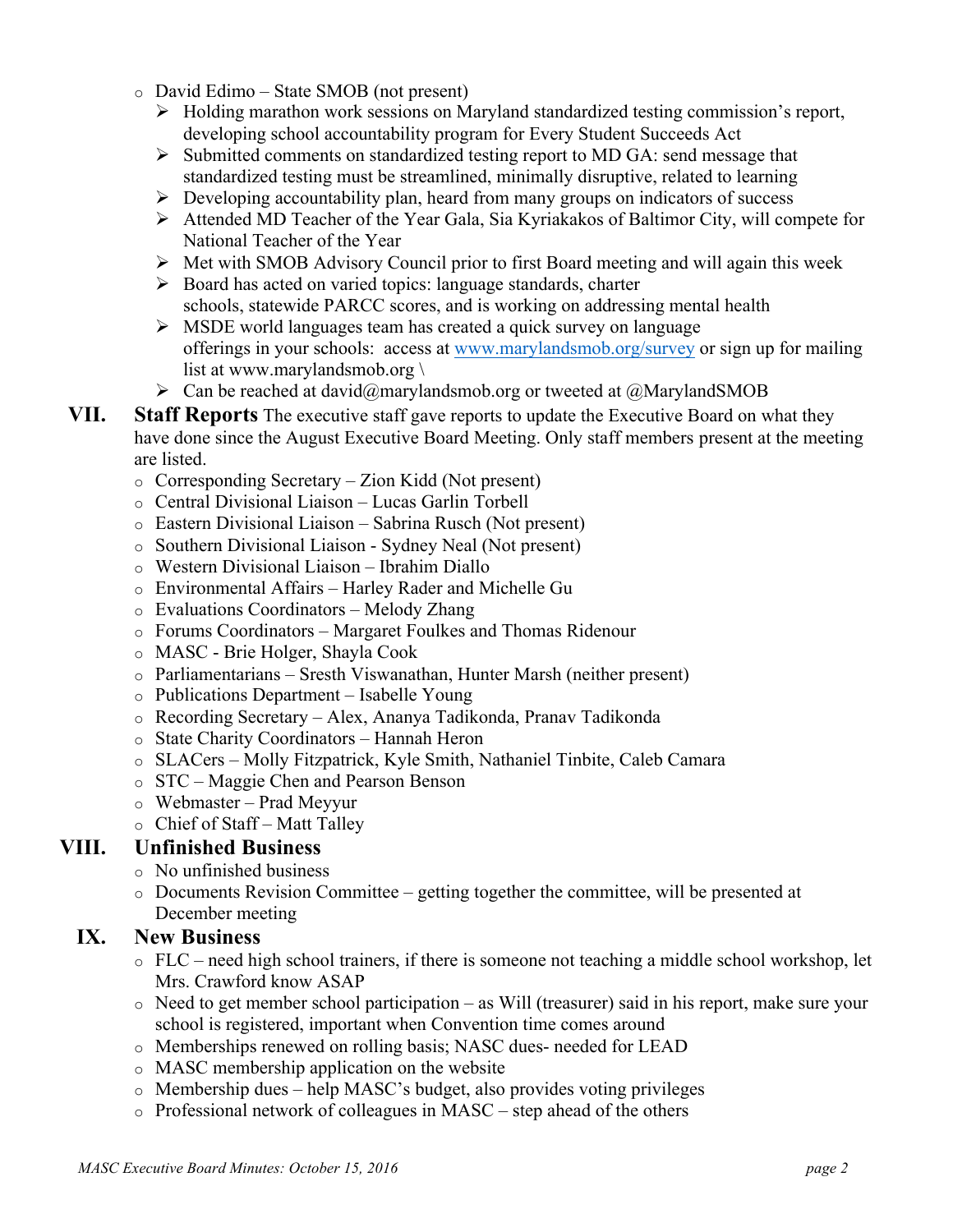- David Edimo – State SMOB (not present)
  - Holding marathon work sessions on Maryland standardized testing commission's report, developing school accountability program for Every Student Succeeds Act
  - Submitted comments on standardized testing report to MD GA: send message that standardized testing must be streamlined, minimally disruptive, related to learning
  - Developing accountability plan, heard from many groups on indicators of success
  - Attended MD Teacher of the Year Gala, Sia Kyriakakos of Baltimor City, will compete for National Teacher of the Year
  - Met with SMOB Advisory Council prior to first Board meeting and will again this week
  - Board has acted on varied topics: language standards, charter schools, statewide PARCC scores, and is working on addressing mental health
  - MSDE world languages team has created a quick survey on language offerings in your schools: access at [www.marylandsmob.org/survey](www.marylandsmob.org/survey) or sign up for mailing list at www.marylandsmob.org \
  - Can be reached at david@marylandsmob.org or tweeted at @MarylandSMOB

## VII. Staff Reports

The executive staff gave reports to update the Executive Board on what they have done since the August Executive Board Meeting. Only staff members present at the meeting are listed.

- Corresponding Secretary – Zion Kidd (Not present)
- Central Divisional Liaison – Lucas Garlin Torbell
- Eastern Divisional Liaison – Sabrina Rusch (Not present)
- Southern Divisional Liaison - Sydney Neal (Not present)
- Western Divisional Liaison – Ibrahim Diallo
- Environmental Affairs – Harley Rader and Michelle Gu
- Evaluations Coordinators – Melody Zhang
- Forums Coordinators – Margaret Foulkes and Thomas Ridenour
- MASC - Brie Holger, Shayla Cook
- Parliamentarians – Sresth Viswanathan, Hunter Marsh (neither present)
- Publications Department – Isabelle Young
- Recording Secretary – Alex, Ananya Tadikonda, Pranav Tadikonda
- State Charity Coordinators – Hannah Heron
- SLACers – Molly Fitzpatrick, Kyle Smith, Nathaniel Tinbite, Caleb Camara
- STC – Maggie Chen and Pearson Benson
- Webmaster – Prad Meyyur
- Chief of Staff – Matt Talley

## VIII. Unfinished Business

- No unfinished business
- Documents Revision Committee – getting together the committee, will be presented at December meeting

## IX. New Business

- FLC – need high school trainers, if there is someone not teaching a middle school workshop, let Mrs. Crawford know ASAP
- Need to get member school participation – as Will (treasurer) said in his report, make sure your school is registered, important when Convention time comes around
- Memberships renewed on rolling basis; NASC dues- needed for LEAD
- MASC membership application on the website
- Membership dues – help MASC's budget, also provides voting privileges
- Professional network of colleagues in MASC – step ahead of the others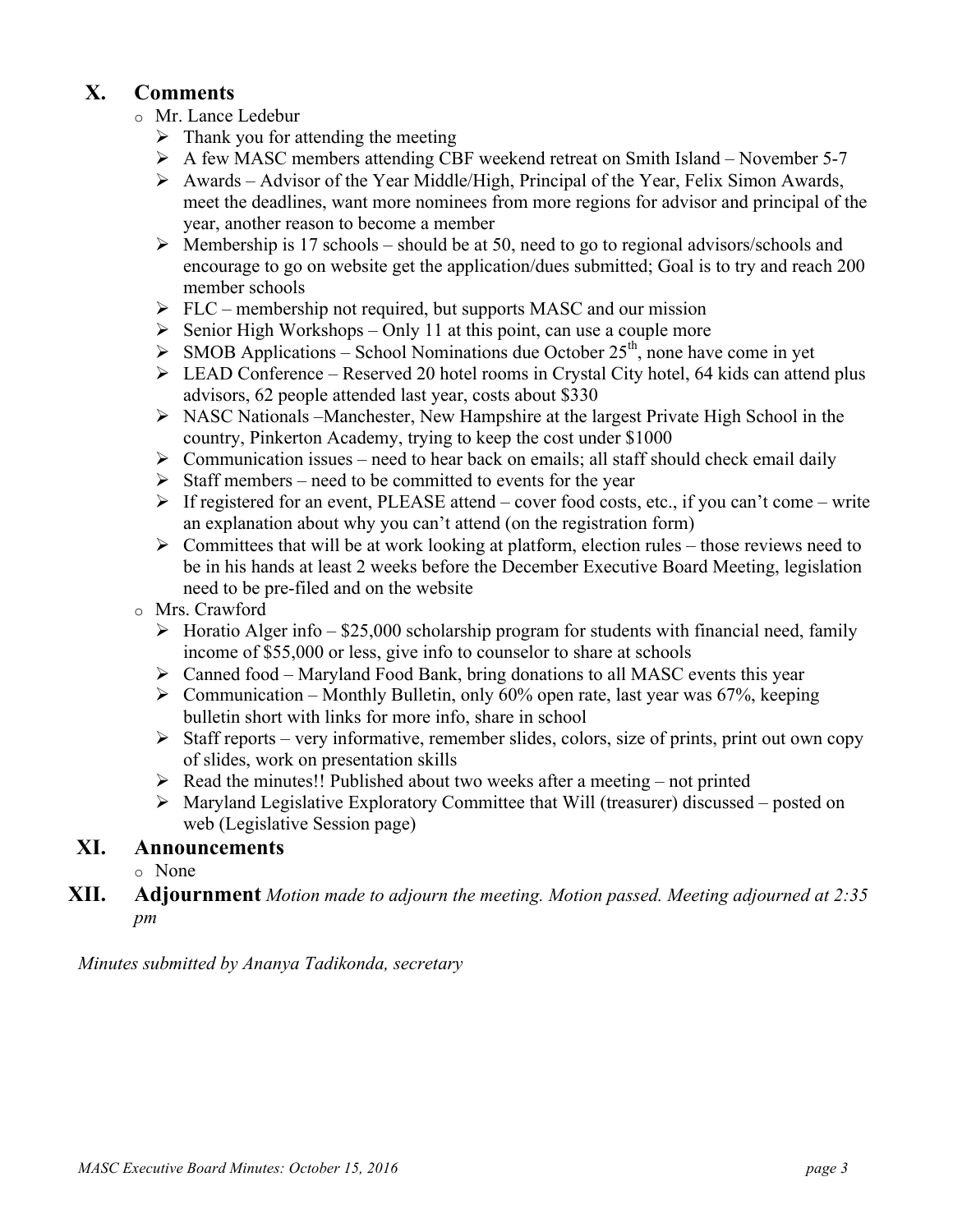## X. Comments

- Mr. Lance Ledebur
  - Thank you for attending the meeting
  - A few MASC members attending CBF weekend retreat on Smith Island – November 5-7
  - Awards – Advisor of the Year Middle/High, Principal of the Year, Felix Simon Awards, meet the deadlines, want more nominees from more regions for advisor and principal of the year, another reason to become a member
  - Membership is 17 schools – should be at 50, need to go to regional advisors/schools and encourage to go on website get the application/dues submitted; Goal is to try and reach 200 member schools
  - FLC – membership not required, but supports MASC and our mission
  - Senior High Workshops – Only 11 at this point, can use a couple more
  - SMOB Applications – School Nominations due October 25th, none have come in yet
  - LEAD Conference – Reserved 20 hotel rooms in Crystal City hotel, 64 kids can attend plus advisors, 62 people attended last year, costs about $330
  - NASC Nationals –Manchester, New Hampshire at the largest Private High School in the country, Pinkerton Academy, trying to keep the cost under $1000
  - Communication issues – need to hear back on emails; all staff should check email daily
  - Staff members – need to be committed to events for the year
  - If registered for an event, PLEASE attend – cover food costs, etc., if you can't come – write an explanation about why you can't attend (on the registration form)
  - Committees that will be at work looking at platform, election rules – those reviews need to be in his hands at least 2 weeks before the December Executive Board Meeting, legislation need to be pre-filed and on the website
- Mrs. Crawford
  - Horatio Alger info – $25,000 scholarship program for students with financial need, family income of $55,000 or less, give info to counselor to share at schools
  - Canned food – Maryland Food Bank, bring donations to all MASC events this year
  - Communication – Monthly Bulletin, only 60% open rate, last year was 67%, keeping bulletin short with links for more info, share in school
  - Staff reports – very informative, remember slides, colors, size of prints, print out own copy of slides, work on presentation skills
  - Read the minutes!! Published about two weeks after a meeting – not printed
  - Maryland Legislative Exploratory Committee that Will (treasurer) discussed – posted on web (Legislative Session page)

## XI. Announcements

- None

## XII. Adjournment *Motion made to adjourn the meeting. Motion passed. Meeting adjourned at 2:35 pm*

*Minutes submitted by Ananya Tadikonda, secretary*